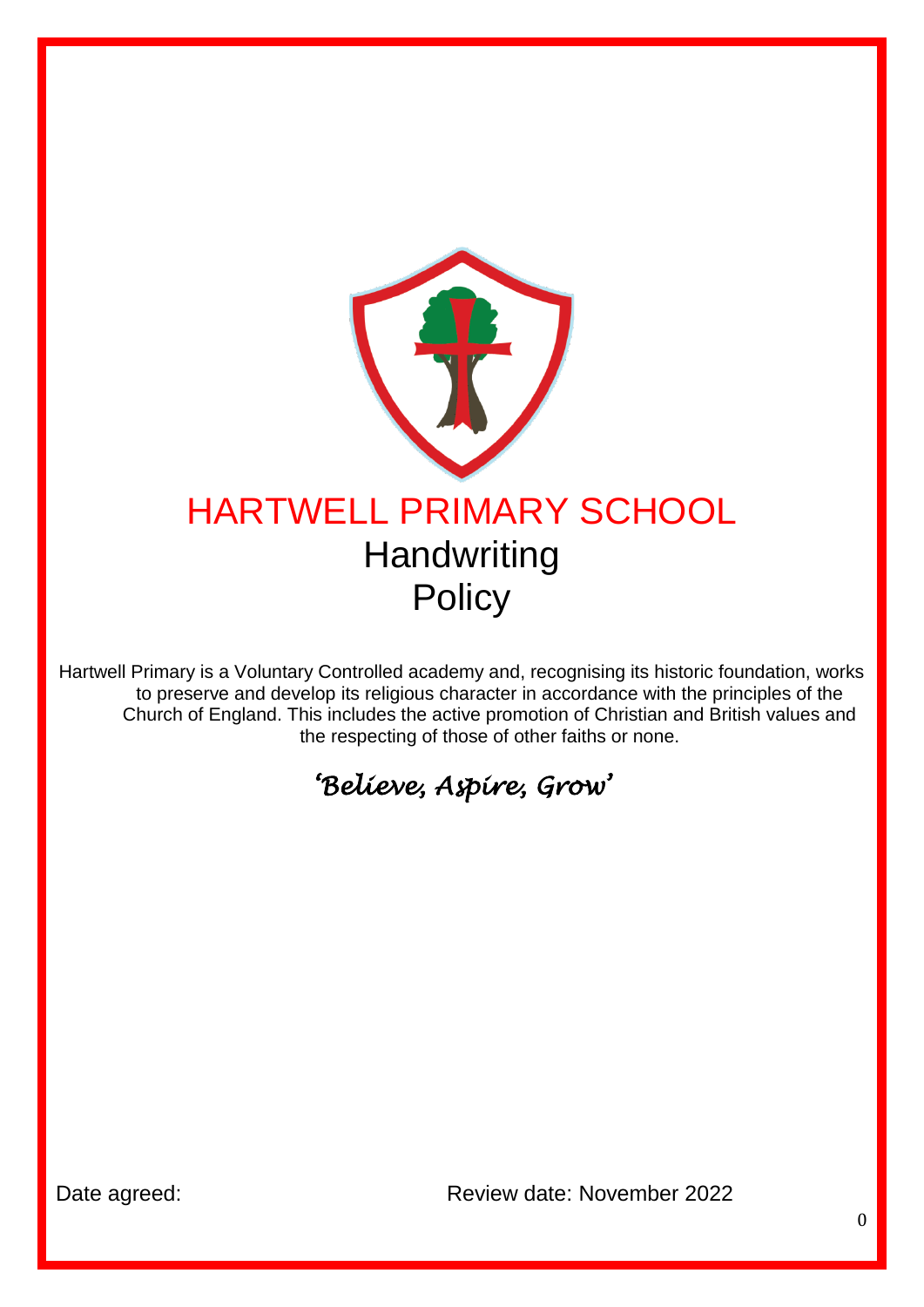# HARTWELL PRIMARY SCHOOL

## Handwriting Policy

Hartwell Primary is a Voluntary Controlled academy and, recognising its historic foundation, works to preserve and develop its religious character in accordance with the principles of the Church of England. This includes the active promotion of Christian and British values and the respecting of those of other faiths or none.

*'Believe, Aspire, Grow'*

Date agreed:

Review date: November 2022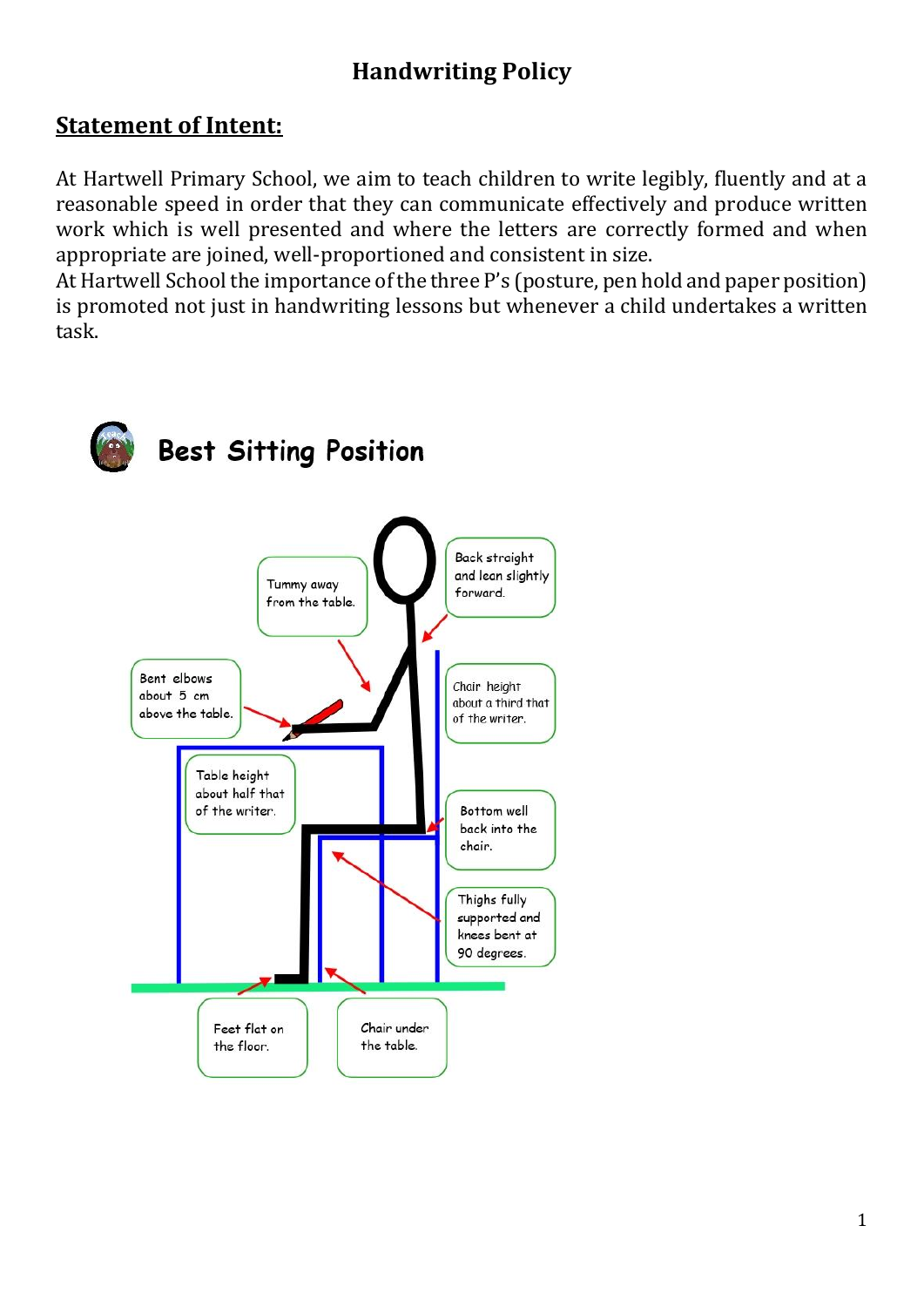# Handwriting Policy

## Statement of Intent:

At Hartwell Primary School, we aim to teach children to write legibly, fluently and at a reasonable speed in order that they can communicate effectively and produce written work which is well presented and where the letters are correctly formed and when appropriate are joined, well-proportioned and consistent in size.

At Hartwell School the importance of the three P's (posture, pen hold and paper position) is promoted not just in handwriting lessons but whenever a child undertakes a written task.

### Best Sitting Position

- Tummy away from the table.
- Back straight and lean slightly forward.
- Bent elbows about 5 cm above the table.
- Chair height about a third that of the writer.
- Table height about half that of the writer.
- Bottom well back into the chair.
- Thighs fully supported and knees bent at 90 degrees.
- Feet flat on the floor.
- Chair under the table.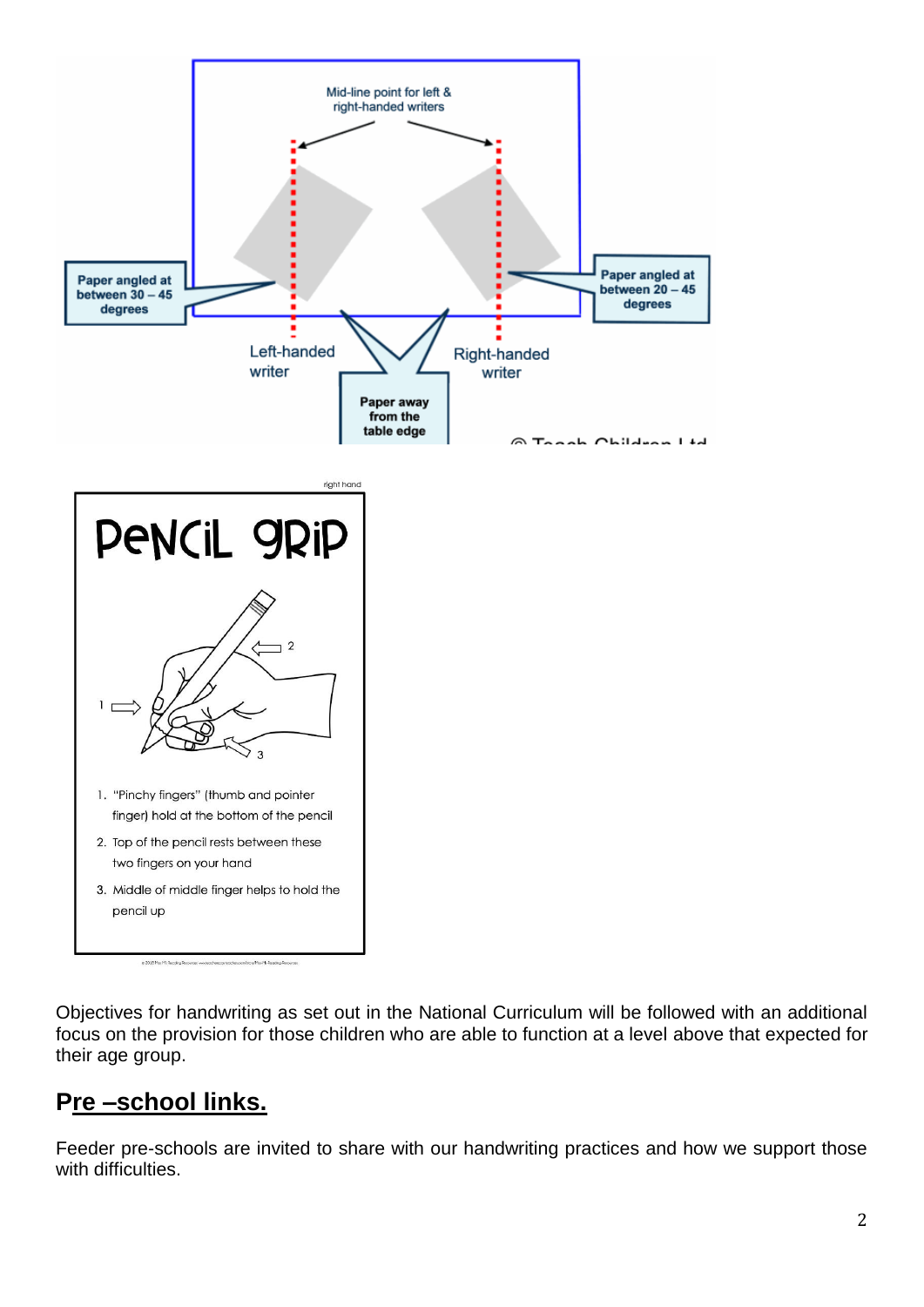Mid-line point for left & right-handed writers

Paper angled at between 30 – 45 degrees

Paper angled at between 20 – 45 degrees

Left-handed writer

Right-handed writer

Paper away from the table edge

© Teach Children Ltd

right hand

PENCIL GRIP

1. "Pinchy fingers" (thumb and pointer finger) hold at the bottom of the pencil
2. Top of the pencil rests between these two fingers on your hand
3. Middle of middle finger helps to hold the pencil up

Objectives for handwriting as set out in the National Curriculum will be followed with an additional focus on the provision for those children who are able to function at a level above that expected for their age group.

## Pre –school links.

Feeder pre-schools are invited to share with our handwriting practices and how we support those with difficulties.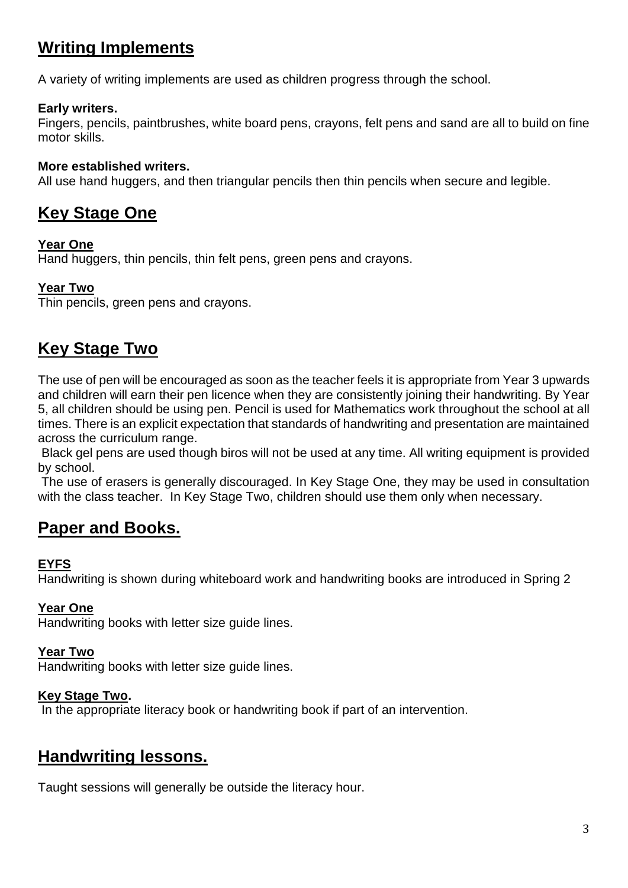## Writing Implements

A variety of writing implements are used as children progress through the school.

**Early writers.**
Fingers, pencils, paintbrushes, white board pens, crayons, felt pens and sand are all to build on fine motor skills.

**More established writers.**
All use hand huggers, and then triangular pencils then thin pencils when secure and legible.

## Key Stage One

**Year One**
Hand huggers, thin pencils, thin felt pens, green pens and crayons.

**Year Two**
Thin pencils, green pens and crayons.

## Key Stage Two

The use of pen will be encouraged as soon as the teacher feels it is appropriate from Year 3 upwards and children will earn their pen licence when they are consistently joining their handwriting. By Year 5, all children should be using pen. Pencil is used for Mathematics work throughout the school at all times. There is an explicit expectation that standards of handwriting and presentation are maintained across the curriculum range.

Black gel pens are used though biros will not be used at any time. All writing equipment is provided by school.

The use of erasers is generally discouraged. In Key Stage One, they may be used in consultation with the class teacher. In Key Stage Two, children should use them only when necessary.

## Paper and Books.

**EYFS**
Handwriting is shown during whiteboard work and handwriting books are introduced in Spring 2

**Year One**
Handwriting books with letter size guide lines.

**Year Two**
Handwriting books with letter size guide lines.

**Key Stage Two.**
In the appropriate literacy book or handwriting book if part of an intervention.

## Handwriting lessons.

Taught sessions will generally be outside the literacy hour.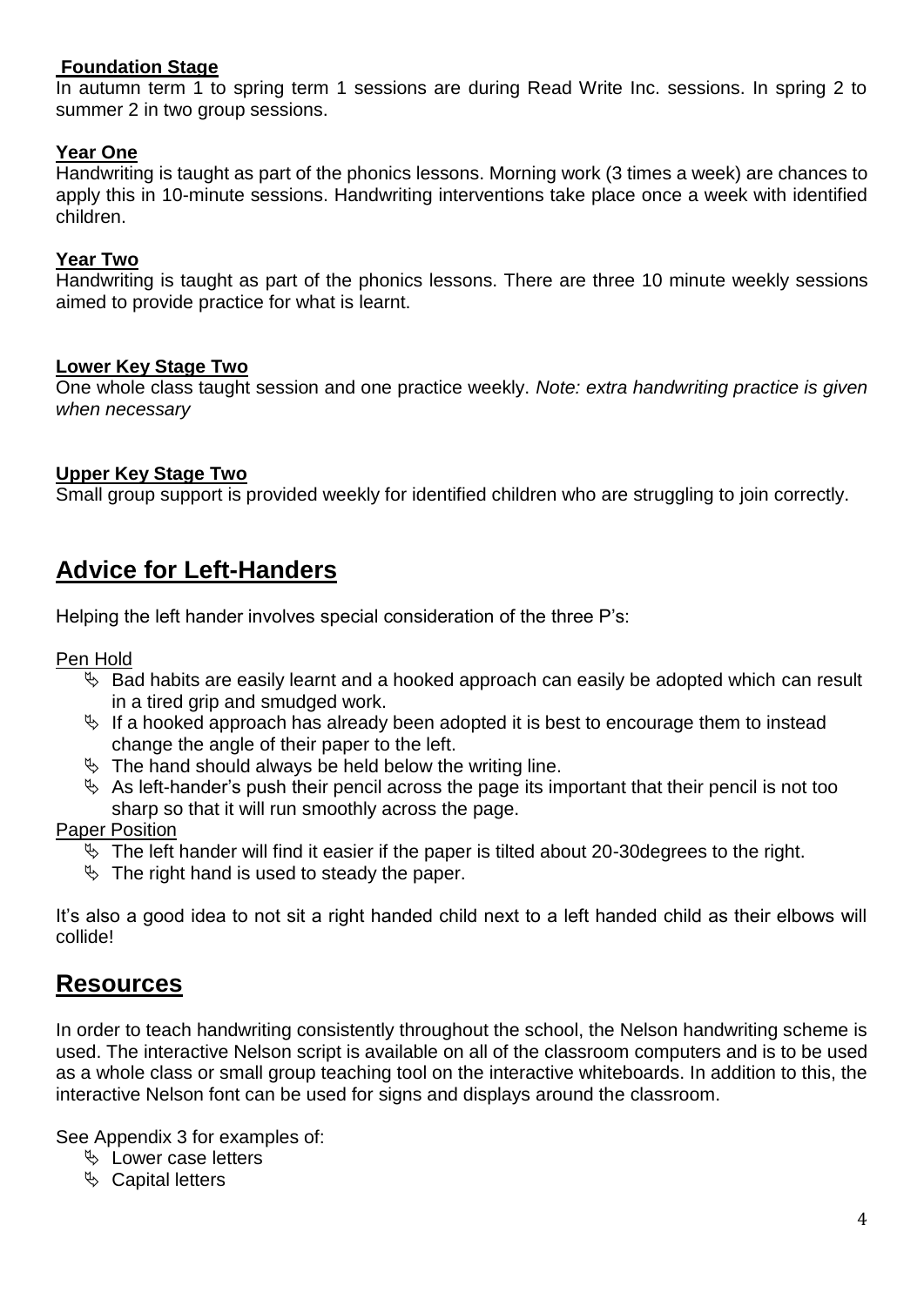**Foundation Stage**

In autumn term 1 to spring term 1 sessions are during Read Write Inc. sessions. In spring 2 to summer 2 in two group sessions.

**Year One**

Handwriting is taught as part of the phonics lessons. Morning work (3 times a week) are chances to apply this in 10-minute sessions. Handwriting interventions take place once a week with identified children.

**Year Two**

Handwriting is taught as part of the phonics lessons. There are three 10 minute weekly sessions aimed to provide practice for what is learnt.

**Lower Key Stage Two**

One whole class taught session and one practice weekly. *Note: extra handwriting practice is given when necessary*

**Upper Key Stage Two**

Small group support is provided weekly for identified children who are struggling to join correctly.

## Advice for Left-Handers

Helping the left hander involves special consideration of the three P's:

Pen Hold

- Bad habits are easily learnt and a hooked approach can easily be adopted which can result in a tired grip and smudged work.
- If a hooked approach has already been adopted it is best to encourage them to instead change the angle of their paper to the left.
- The hand should always be held below the writing line.
- As left-hander's push their pencil across the page its important that their pencil is not too sharp so that it will run smoothly across the page.

Paper Position

- The left hander will find it easier if the paper is tilted about 20-30degrees to the right.
- The right hand is used to steady the paper.

It's also a good idea to not sit a right handed child next to a left handed child as their elbows will collide!

## Resources

In order to teach handwriting consistently throughout the school, the Nelson handwriting scheme is used. The interactive Nelson script is available on all of the classroom computers and is to be used as a whole class or small group teaching tool on the interactive whiteboards. In addition to this, the interactive Nelson font can be used for signs and displays around the classroom.

See Appendix 3 for examples of:

- Lower case letters
- Capital letters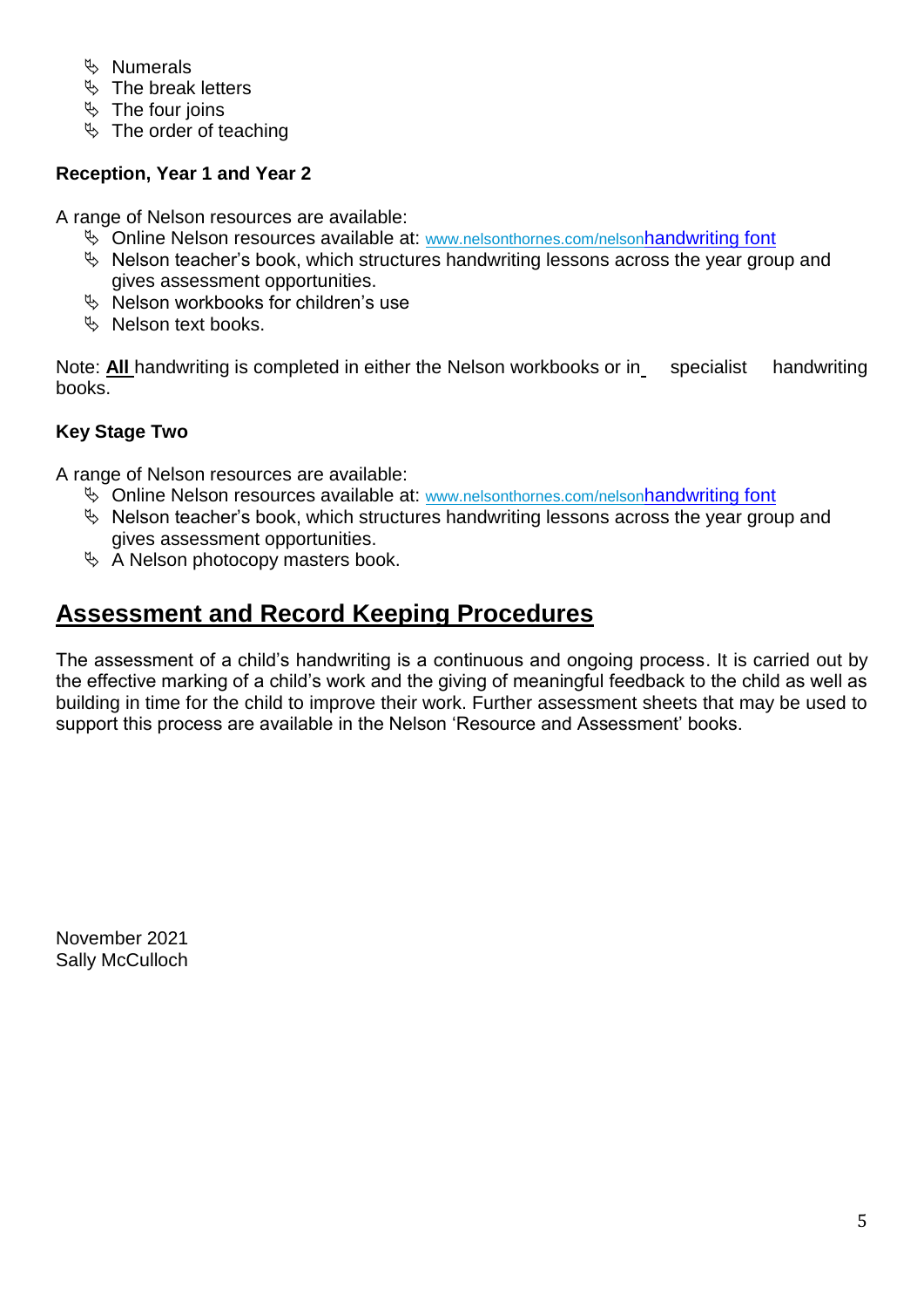- Numerals
- The break letters
- The four joins
- The order of teaching

**Reception, Year 1 and Year 2**

A range of Nelson resources are available:

- Online Nelson resources available at: www.nelsonthornes.com/nelsonhandwriting font
- Nelson teacher's book, which structures handwriting lessons across the year group and gives assessment opportunities.
- Nelson workbooks for children's use
- Nelson text books.

Note: **All** handwriting is completed in either the Nelson workbooks or in specialist handwriting books.

**Key Stage Two**

A range of Nelson resources are available:

- Online Nelson resources available at: www.nelsonthornes.com/nelsonhandwriting font
- Nelson teacher's book, which structures handwriting lessons across the year group and gives assessment opportunities.
- A Nelson photocopy masters book.

## Assessment and Record Keeping Procedures

The assessment of a child's handwriting is a continuous and ongoing process. It is carried out by the effective marking of a child's work and the giving of meaningful feedback to the child as well as building in time for the child to improve their work. Further assessment sheets that may be used to support this process are available in the Nelson 'Resource and Assessment' books.

November 2021
Sally McCulloch